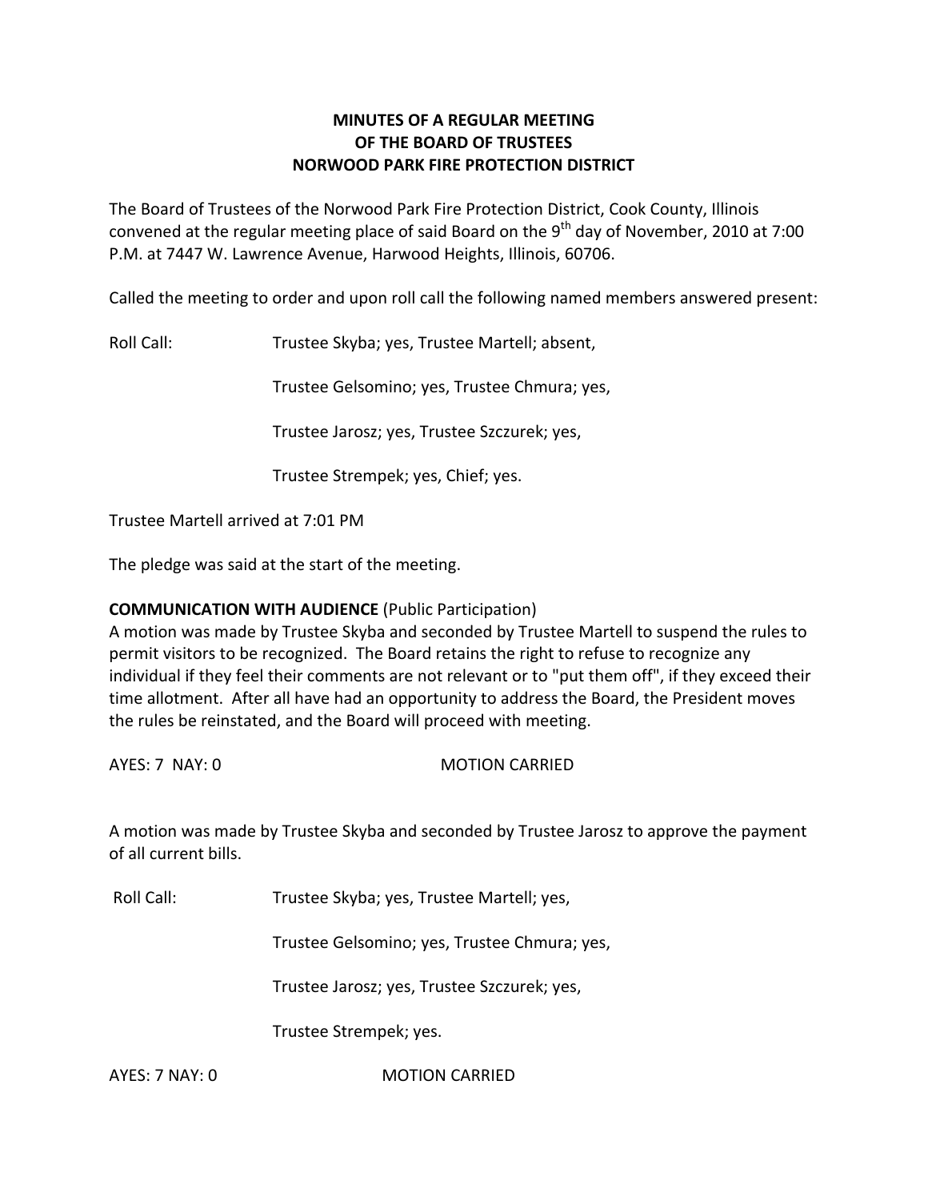**MINUTES OF A REGULAR MEETING**
**OF THE BOARD OF TRUSTEES**
**NORWOOD PARK FIRE PROTECTION DISTRICT**

The Board of Trustees of the Norwood Park Fire Protection District, Cook County, Illinois convened at the regular meeting place of said Board on the 9th day of November, 2010 at 7:00 P.M. at 7447 W. Lawrence Avenue, Harwood Heights, Illinois, 60706.

Called the meeting to order and upon roll call the following named members answered present:

Roll Call: Trustee Skyba; yes, Trustee Martell; absent,

Trustee Gelsomino; yes, Trustee Chmura; yes,

Trustee Jarosz; yes, Trustee Szczurek; yes,

Trustee Strempek; yes, Chief; yes.

Trustee Martell arrived at 7:01 PM

The pledge was said at the start of the meeting.

**COMMUNICATION WITH AUDIENCE** (Public Participation)
A motion was made by Trustee Skyba and seconded by Trustee Martell to suspend the rules to permit visitors to be recognized. The Board retains the right to refuse to recognize any individual if they feel their comments are not relevant or to "put them off", if they exceed their time allotment. After all have had an opportunity to address the Board, the President moves the rules be reinstated, and the Board will proceed with meeting.

AYES: 7 NAY: 0 MOTION CARRIED

A motion was made by Trustee Skyba and seconded by Trustee Jarosz to approve the payment of all current bills.

Roll Call: Trustee Skyba; yes, Trustee Martell; yes,

Trustee Gelsomino; yes, Trustee Chmura; yes,

Trustee Jarosz; yes, Trustee Szczurek; yes,

Trustee Strempek; yes.

AYES: 7 NAY: 0 MOTION CARRIED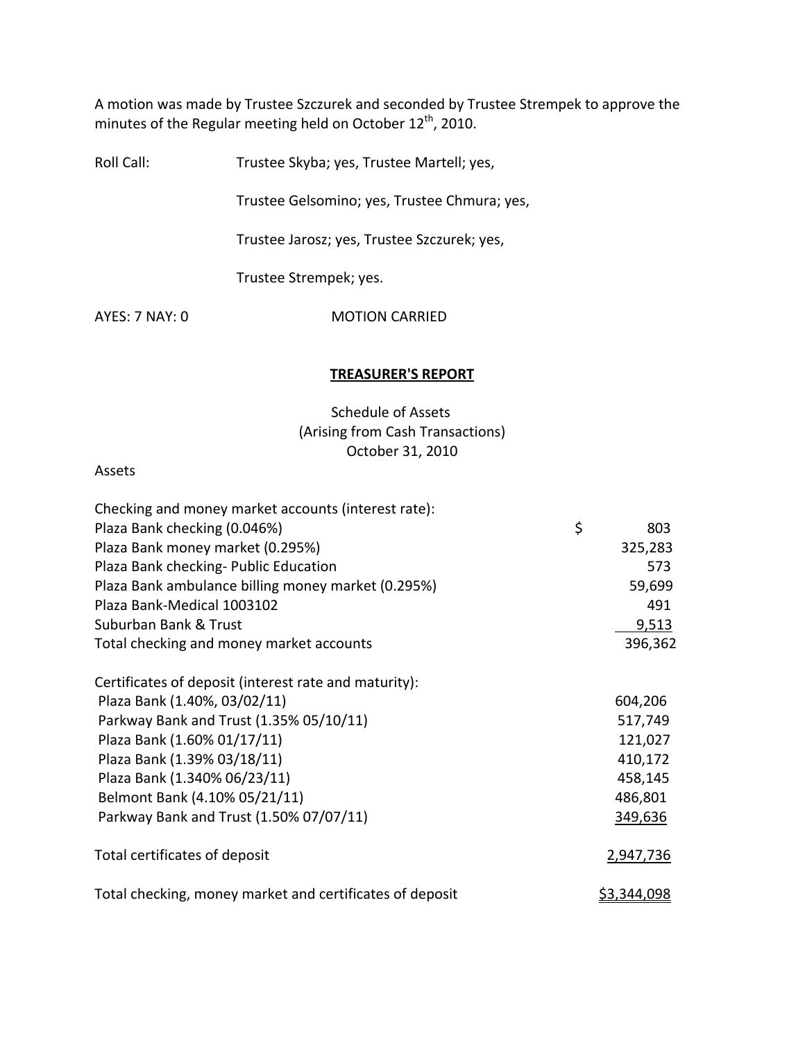A motion was made by Trustee Szczurek and seconded by Trustee Strempek to approve the minutes of the Regular meeting held on October 12th, 2010.

Roll Call: Trustee Skyba; yes, Trustee Martell; yes,

Trustee Gelsomino; yes, Trustee Chmura; yes,

Trustee Jarosz; yes, Trustee Szczurek; yes,

Trustee Strempek; yes.

AYES: 7 NAY: 0 MOTION CARRIED

## TREASURER'S REPORT

Schedule of Assets
(Arising from Cash Transactions)
October 31, 2010

Assets

| | |
|---|---|
| Checking and money market accounts (interest rate): | |
| Plaza Bank checking (0.046%) | $ 803 |
| Plaza Bank money market (0.295%) | 325,283 |
| Plaza Bank checking- Public Education | 573 |
| Plaza Bank ambulance billing money market (0.295%) | 59,699 |
| Plaza Bank-Medical 1003102 | 491 |
| Suburban Bank & Trust | 9,513 |
| Total checking and money market accounts | 396,362 |
| | |
| Certificates of deposit (interest rate and maturity): | |
| Plaza Bank (1.40%, 03/02/11) | 604,206 |
| Parkway Bank and Trust (1.35% 05/10/11) | 517,749 |
| Plaza Bank (1.60% 01/17/11) | 121,027 |
| Plaza Bank (1.39% 03/18/11) | 410,172 |
| Plaza Bank (1.340% 06/23/11) | 458,145 |
| Belmont Bank (4.10% 05/21/11) | 486,801 |
| Parkway Bank and Trust (1.50% 07/07/11) | 349,636 |
| | |
| Total certificates of deposit | 2,947,736 |
| | |
| Total checking, money market and certificates of deposit | $3,344,098 |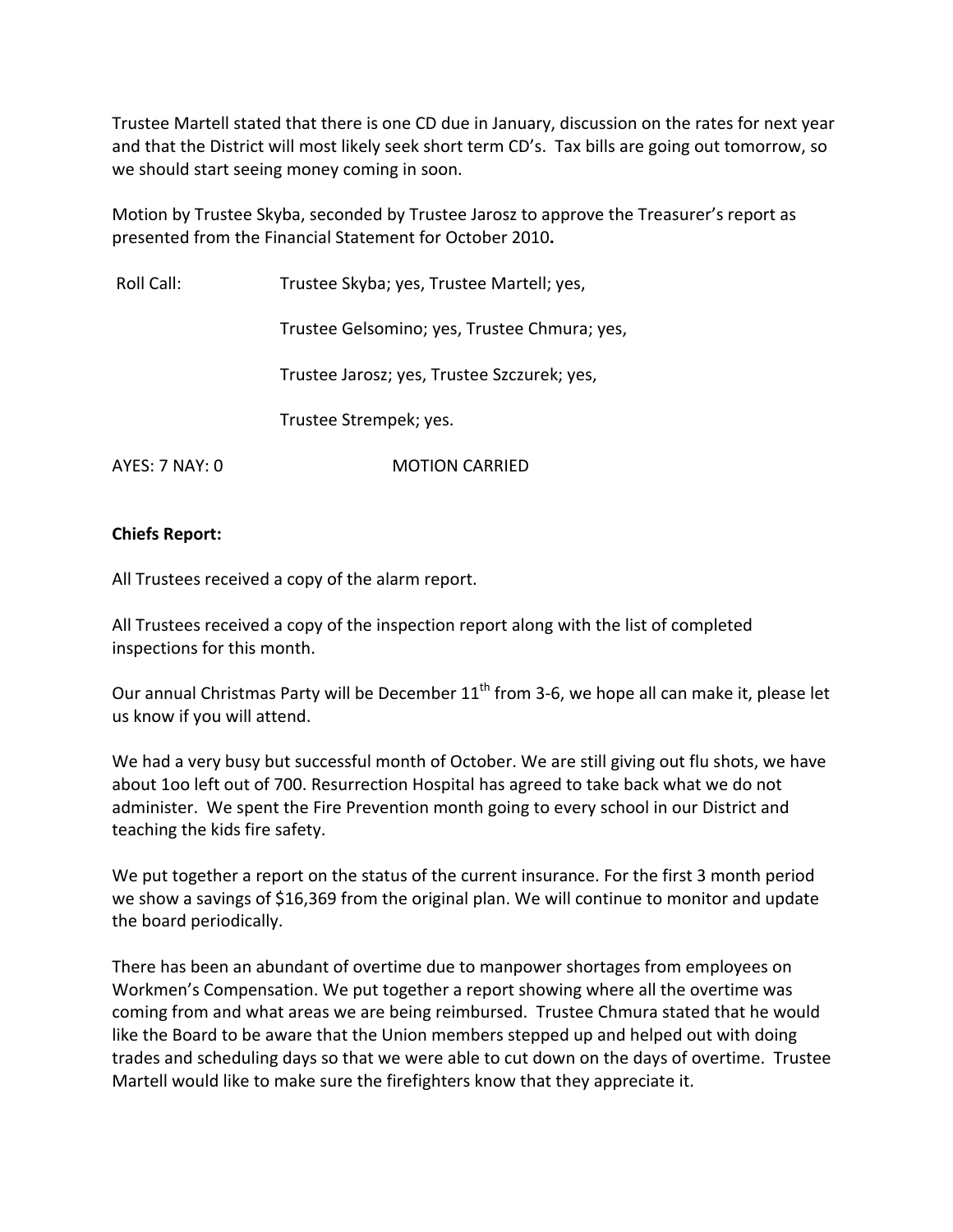Trustee Martell stated that there is one CD due in January, discussion on the rates for next year and that the District will most likely seek short term CD's. Tax bills are going out tomorrow, so we should start seeing money coming in soon.

Motion by Trustee Skyba, seconded by Trustee Jarosz to approve the Treasurer's report as presented from the Financial Statement for October 2010**.**

Roll Call: Trustee Skyba; yes, Trustee Martell; yes,

Trustee Gelsomino; yes, Trustee Chmura; yes,

Trustee Jarosz; yes, Trustee Szczurek; yes,

Trustee Strempek; yes.

AYES: 7 NAY: 0 MOTION CARRIED

**Chiefs Report:**

All Trustees received a copy of the alarm report.

All Trustees received a copy of the inspection report along with the list of completed inspections for this month.

Our annual Christmas Party will be December 11th from 3-6, we hope all can make it, please let us know if you will attend.

We had a very busy but successful month of October. We are still giving out flu shots, we have about 1oo left out of 700. Resurrection Hospital has agreed to take back what we do not administer. We spent the Fire Prevention month going to every school in our District and teaching the kids fire safety.

We put together a report on the status of the current insurance. For the first 3 month period we show a savings of $16,369 from the original plan. We will continue to monitor and update the board periodically.

There has been an abundant of overtime due to manpower shortages from employees on Workmen's Compensation. We put together a report showing where all the overtime was coming from and what areas we are being reimbursed. Trustee Chmura stated that he would like the Board to be aware that the Union members stepped up and helped out with doing trades and scheduling days so that we were able to cut down on the days of overtime. Trustee Martell would like to make sure the firefighters know that they appreciate it.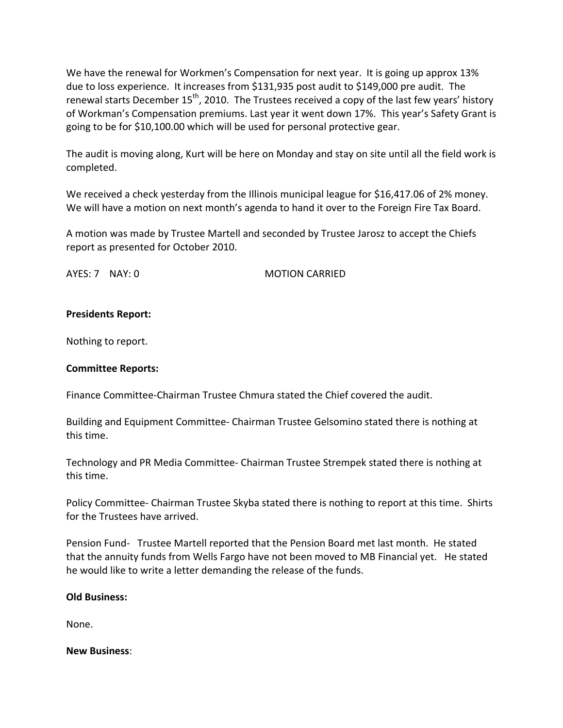We have the renewal for Workmen's Compensation for next year. It is going up approx 13% due to loss experience. It increases from $131,935 post audit to $149,000 pre audit. The renewal starts December 15th, 2010. The Trustees received a copy of the last few years' history of Workman's Compensation premiums. Last year it went down 17%. This year's Safety Grant is going to be for $10,100.00 which will be used for personal protective gear.

The audit is moving along, Kurt will be here on Monday and stay on site until all the field work is completed.

We received a check yesterday from the Illinois municipal league for $16,417.06 of 2% money. We will have a motion on next month's agenda to hand it over to the Foreign Fire Tax Board.

A motion was made by Trustee Martell and seconded by Trustee Jarosz to accept the Chiefs report as presented for October 2010.

AYES: 7 NAY: 0 MOTION CARRIED

**Presidents Report:**

Nothing to report.

**Committee Reports:**

Finance Committee-Chairman Trustee Chmura stated the Chief covered the audit.

Building and Equipment Committee- Chairman Trustee Gelsomino stated there is nothing at this time.

Technology and PR Media Committee- Chairman Trustee Strempek stated there is nothing at this time.

Policy Committee- Chairman Trustee Skyba stated there is nothing to report at this time. Shirts for the Trustees have arrived.

Pension Fund- Trustee Martell reported that the Pension Board met last month. He stated that the annuity funds from Wells Fargo have not been moved to MB Financial yet. He stated he would like to write a letter demanding the release of the funds.

**Old Business:**

None.

**New Business**: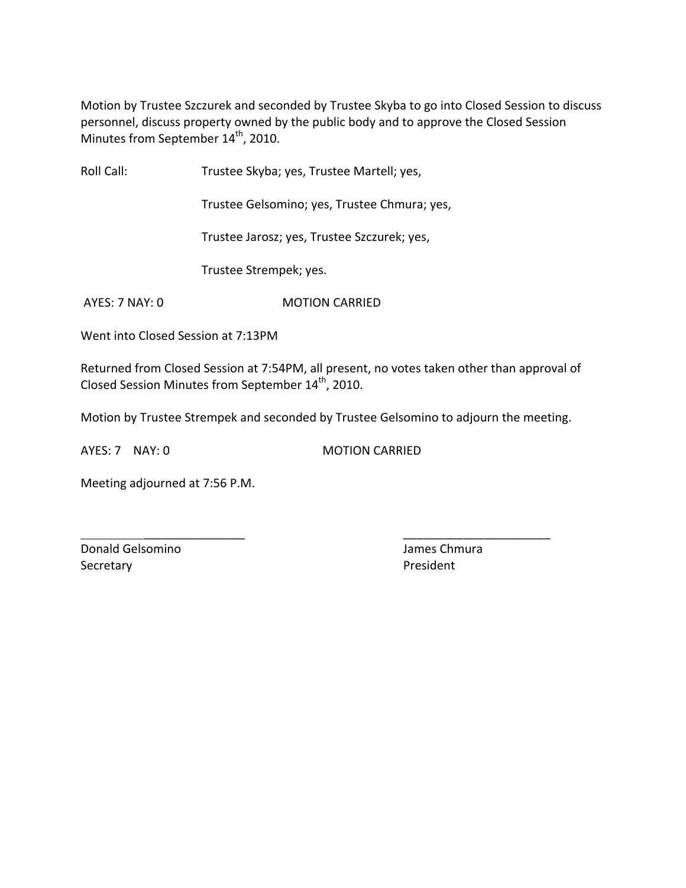Motion by Trustee Szczurek and seconded by Trustee Skyba to go into Closed Session to discuss personnel, discuss property owned by the public body and to approve the Closed Session Minutes from September 14th, 2010.

Roll Call: Trustee Skyba; yes, Trustee Martell; yes,

Trustee Gelsomino; yes, Trustee Chmura; yes,

Trustee Jarosz; yes, Trustee Szczurek; yes,

Trustee Strempek; yes.

AYES: 7 NAY: 0 MOTION CARRIED

Went into Closed Session at 7:13PM

Returned from Closed Session at 7:54PM, all present, no votes taken other than approval of Closed Session Minutes from September 14th, 2010.

Motion by Trustee Strempek and seconded by Trustee Gelsomino to adjourn the meeting.

AYES: 7 NAY: 0 MOTION CARRIED

Meeting adjourned at 7:56 P.M.

| | |
|---|---|
| _________________________ | _______________________ |
| Donald Gelsomino | James Chmura |
| Secretary | President |